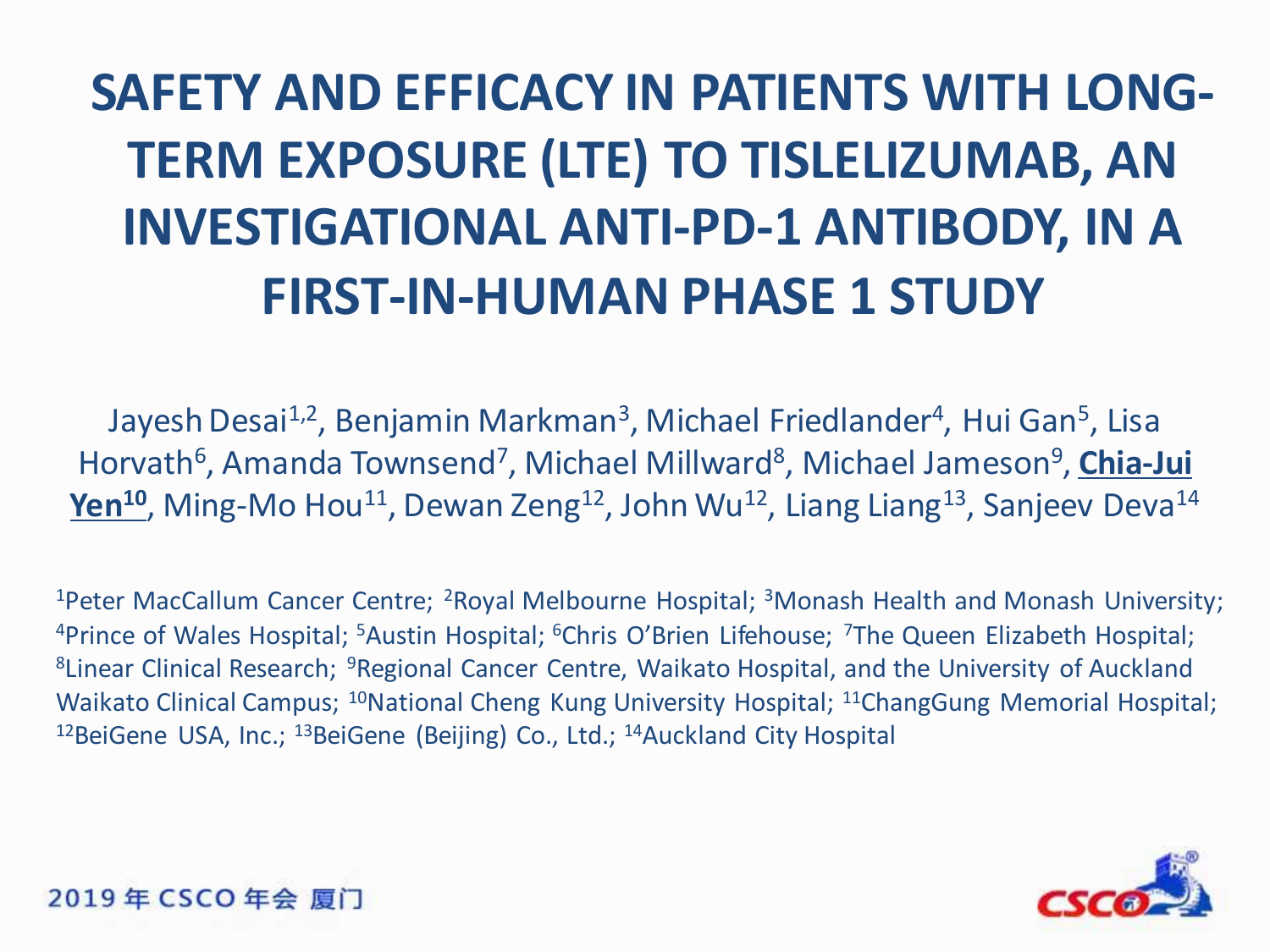# SAFETY AND EFFICACY IN PATIENTS WITH LONG-TERM EXPOSURE (LTE) TO TISLELIZUMAB, AN INVESTIGATIONAL ANTI-PD-1 ANTIBODY, IN A FIRST-IN-HUMAN PHASE 1 STUDY

Jayesh Desai[1,2], Benjamin Markman[3], Michael Friedlander[4], Hui Gan[5], Lisa Horvath[6], Amanda Townsend[7], Michael Millward[8], Michael Jameson[9], **Chia-Jui Yen[10]**, Ming-Mo Hou[11], Dewan Zeng[12], John Wu[12], Liang Liang[13], Sanjeev Deva[14]

[1]Peter MacCallum Cancer Centre; [2]Royal Melbourne Hospital; [3]Monash Health and Monash University; [4]Prince of Wales Hospital; [5]Austin Hospital; [6]Chris O'Brien Lifehouse; [7]The Queen Elizabeth Hospital; [8]Linear Clinical Research; [9]Regional Cancer Centre, Waikato Hospital, and the University of Auckland Waikato Clinical Campus; [10]National Cheng Kung University Hospital; [11]ChangGung Memorial Hospital; [12]BeiGene USA, Inc.; [13]BeiGene (Beijing) Co., Ltd.; [14]Auckland City Hospital

2019 年 CSCO 年会 厦门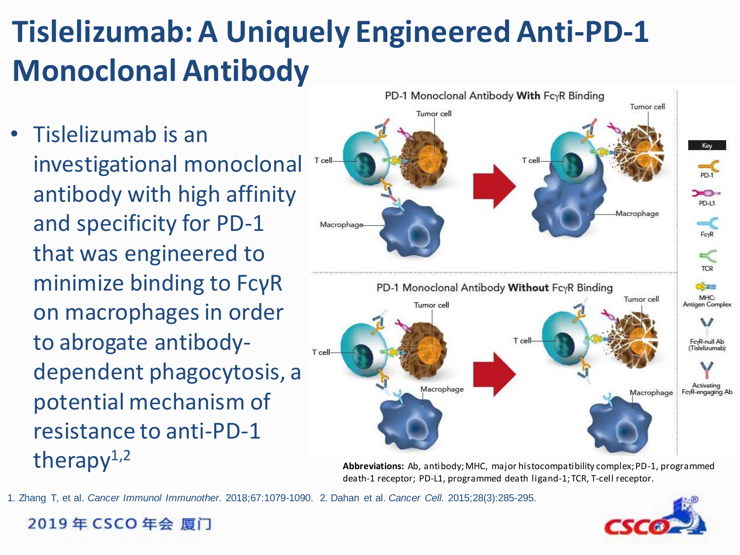# Tislelizumab: A Uniquely Engineered Anti-PD-1 Monoclonal Antibody

- Tislelizumab is an investigational monoclonal antibody with high affinity and specificity for PD-1 that was engineered to minimize binding to FcγR on macrophages in order to abrogate antibody-dependent phagocytosis, a potential mechanism of resistance to anti-PD-1 therapy[1,2]

**Abbreviations:** Ab, antibody; MHC, major histocompatibility complex; PD-1, programmed death-1 receptor; PD-L1, programmed death ligand-1; TCR, T-cell receptor.

1. Zhang T, et al. *Cancer Immunol Immunother*. 2018;67:1079-1090. 2. Dahan et al. *Cancer Cell.* 2015;28(3):285-295.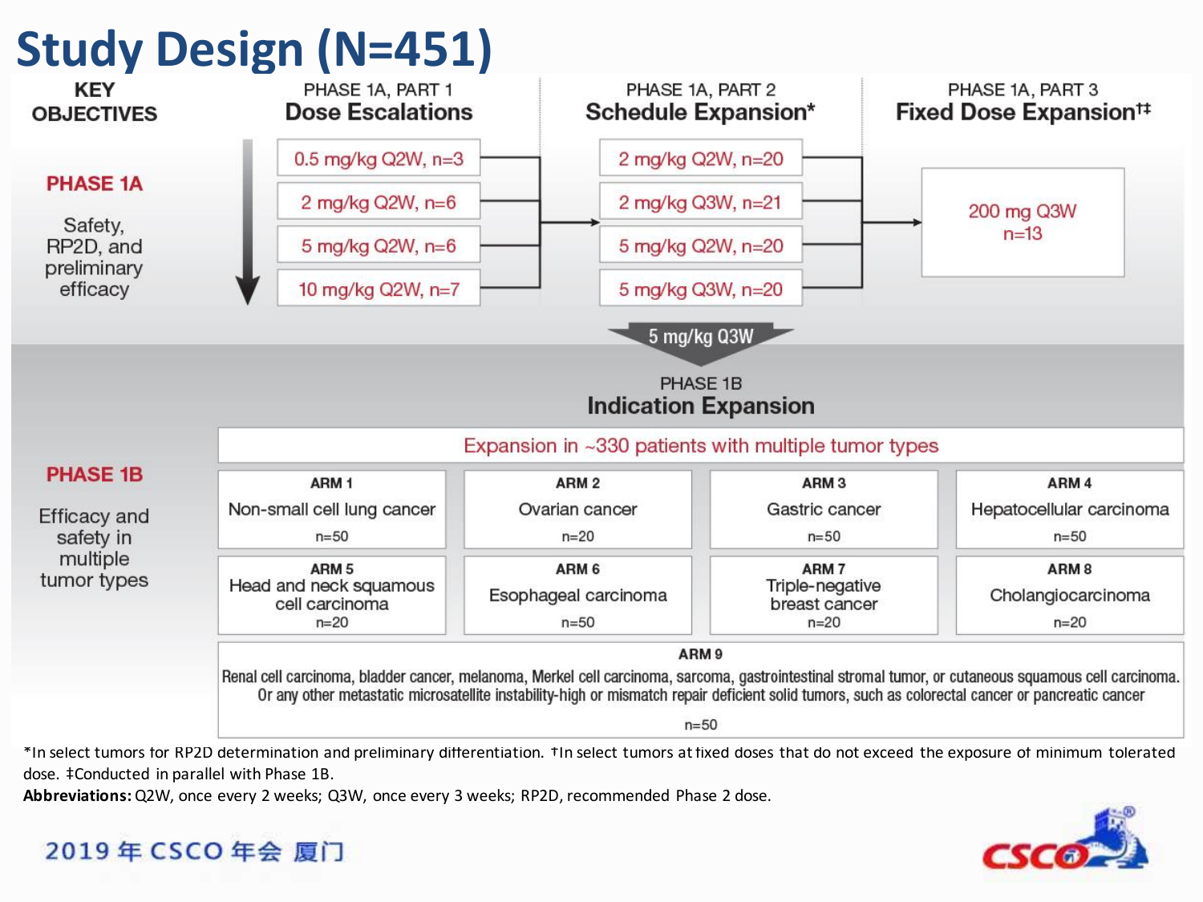# Study Design (N=451)

**KEY OBJECTIVES**

**PHASE 1A**

Safety, RP2D, and preliminary efficacy

PHASE 1A, PART 1
**Dose Escalations**

- 0.5 mg/kg Q2W, n=3
- 2 mg/kg Q2W, n=6
- 5 mg/kg Q2W, n=6
- 10 mg/kg Q2W, n=7

PHASE 1A, PART 2
**Schedule Expansion***

- 2 mg/kg Q2W, n=20
- 2 mg/kg Q3W, n=21
- 5 mg/kg Q2W, n=20
- 5 mg/kg Q3W, n=20

PHASE 1A, PART 3
**Fixed Dose Expansion†‡**

- 200 mg Q3W n=13

5 mg/kg Q3W

**PHASE 1B**

Efficacy and safety in multiple tumor types

PHASE 1B
**Indication Expansion**

Expansion in ~330 patients with multiple tumor types

| ARM 1 | ARM 2 | ARM 3 | ARM 4 |
|---|---|---|---|
| Non-small cell lung cancer n=50 | Ovarian cancer n=20 | Gastric cancer n=50 | Hepatocellular carcinoma n=50 |
| **ARM 5** Head and neck squamous cell carcinoma n=20 | **ARM 6** Esophageal carcinoma n=50 | **ARM 7** Triple-negative breast cancer n=20 | **ARM 8** Cholangiocarcinoma n=20 |

**ARM 9**
Renal cell carcinoma, bladder cancer, melanoma, Merkel cell carcinoma, sarcoma, gastrointestinal stromal tumor, or cutaneous squamous cell carcinoma. Or any other metastatic microsatellite instability-high or mismatch repair deficient solid tumors, such as colorectal cancer or pancreatic cancer
n=50

*In select tumors for RP2D determination and preliminary differentiation. †In select tumors at fixed doses that do not exceed the exposure of minimum tolerated dose. ‡Conducted in parallel with Phase 1B.

**Abbreviations:** Q2W, once every 2 weeks; Q3W, once every 3 weeks; RP2D, recommended Phase 2 dose.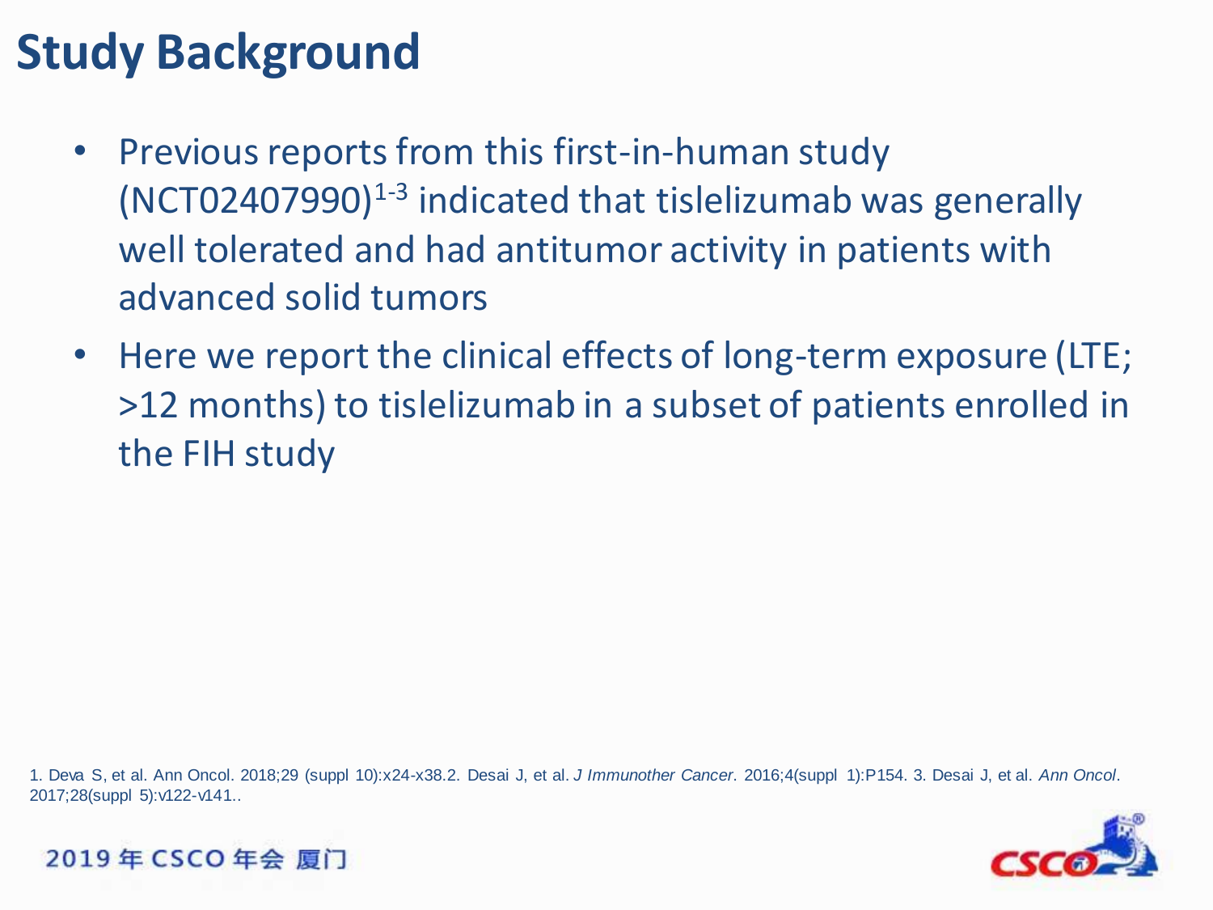# Study Background

- Previous reports from this first-in-human study (NCT02407990)[1-3] indicated that tislelizumab was generally well tolerated and had antitumor activity in patients with advanced solid tumors
- Here we report the clinical effects of long-term exposure (LTE; >12 months) to tislelizumab in a subset of patients enrolled in the FIH study

1. Deva S, et al. Ann Oncol. 2018;29 (suppl 10):x24-x38.2. Desai J, et al. *J Immunother Cancer*. 2016;4(suppl 1):P154. 3. Desai J, et al. *Ann Oncol*. 2017;28(suppl 5):v122-v141..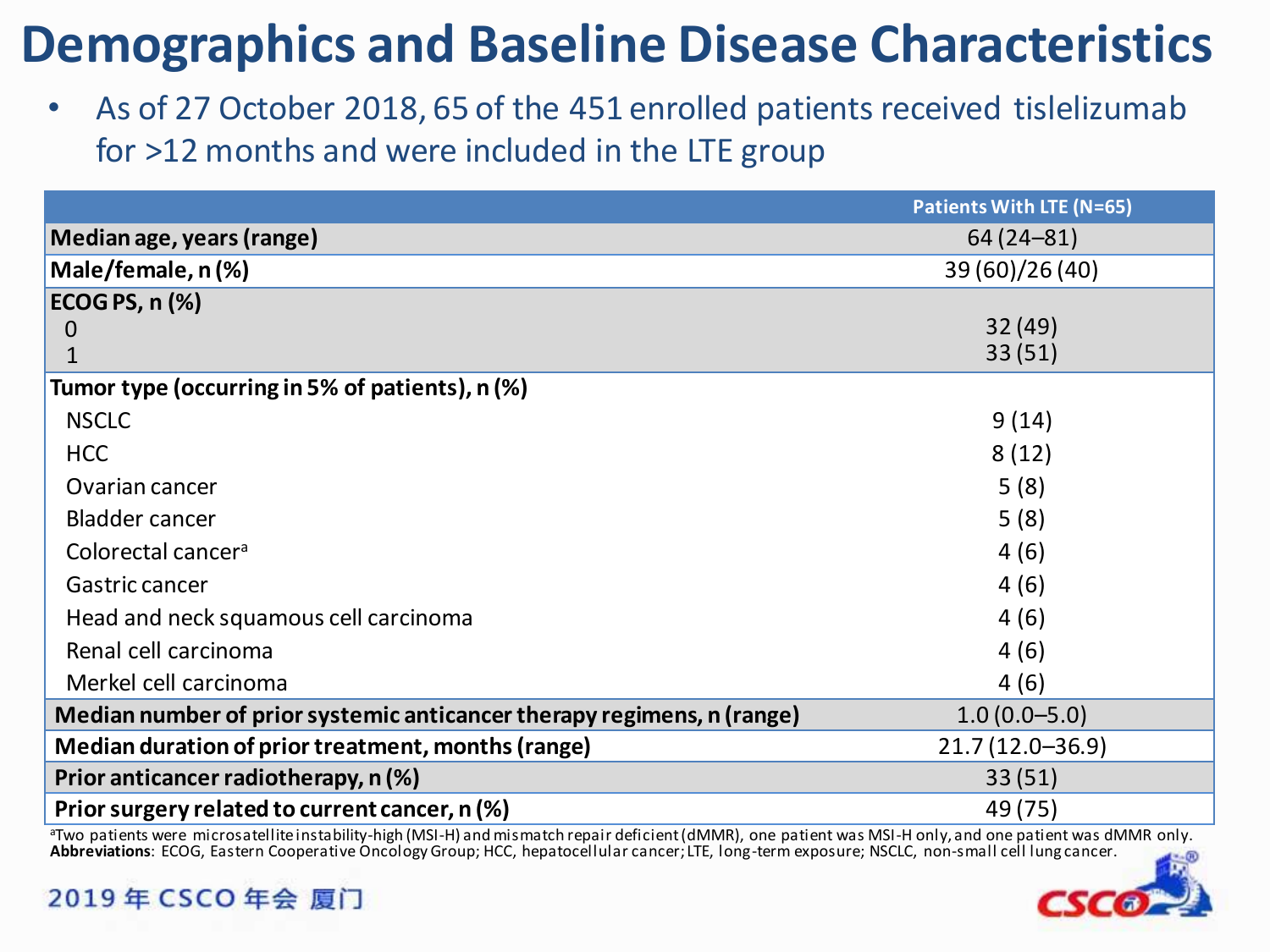# Demographics and Baseline Disease Characteristics

- As of 27 October 2018, 65 of the 451 enrolled patients received tislelizumab for >12 months and were included in the LTE group

| | Patients With LTE (N=65) |
|---|---|
| **Median age, years (range)** | 64 (24–81) |
| **Male/female, n (%)** | 39 (60)/26 (40) |
| **ECOG PS, n (%)** | |
| 0 | 32 (49) |
| 1 | 33 (51) |
| **Tumor type (occurring in 5% of patients), n (%)** | |
| NSCLC | 9 (14) |
| HCC | 8 (12) |
| Ovarian cancer | 5 (8) |
| Bladder cancer | 5 (8) |
| Colorectal cancer[a] | 4 (6) |
| Gastric cancer | 4 (6) |
| Head and neck squamous cell carcinoma | 4 (6) |
| Renal cell carcinoma | 4 (6) |
| Merkel cell carcinoma | 4 (6) |
| **Median number of prior systemic anticancer therapy regimens, n (range)** | 1.0 (0.0–5.0) |
| **Median duration of prior treatment, months (range)** | 21.7 (12.0–36.9) |
| **Prior anticancer radiotherapy, n (%)** | 33 (51) |
| **Prior surgery related to current cancer, n (%)** | 49 (75) |

[a]Two patients were microsatellite instability-high (MSI-H) and mismatch repair deficient (dMMR), one patient was MSI-H only, and one patient was dMMR only.
**Abbreviations**: ECOG, Eastern Cooperative Oncology Group; HCC, hepatocellular cancer; LTE, long-term exposure; NSCLC, non-small cell lung cancer.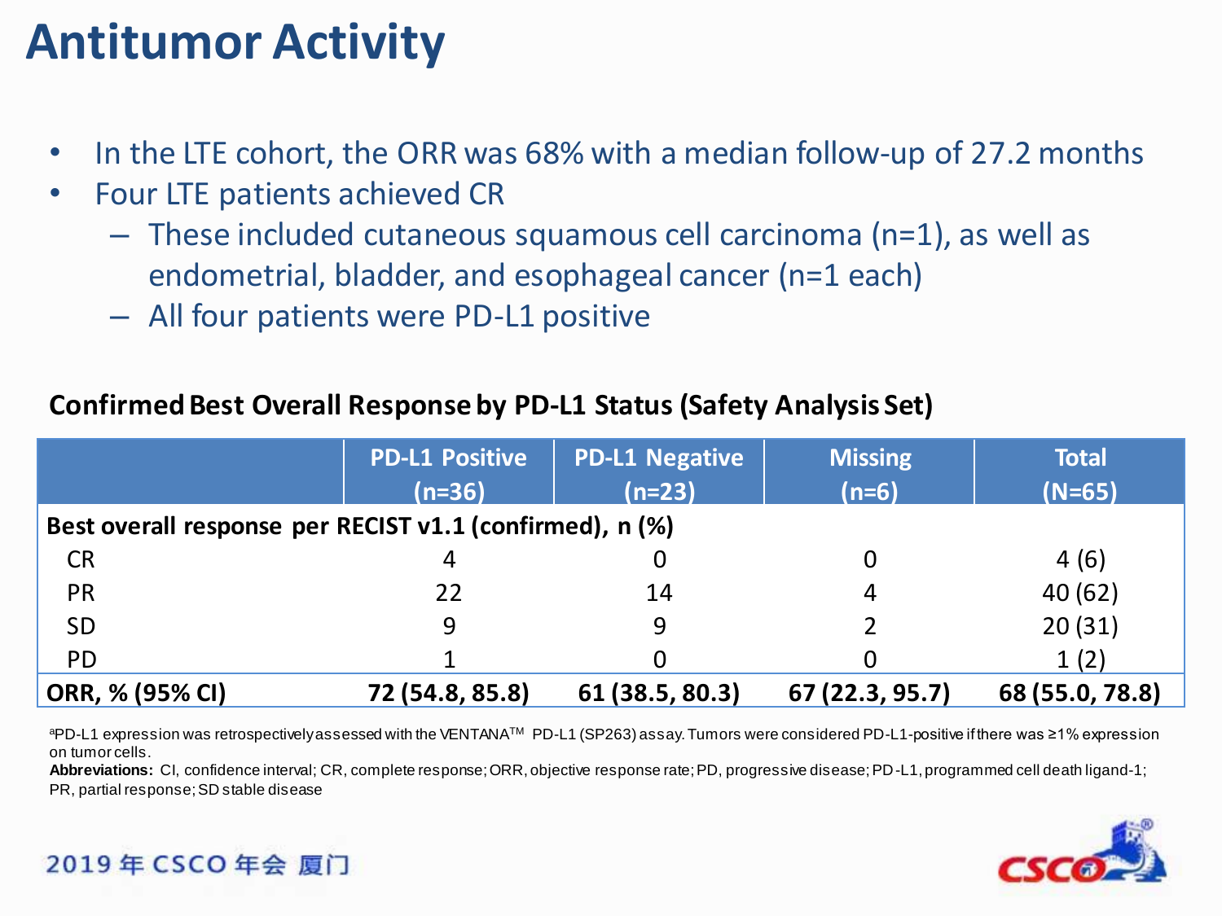# Antitumor Activity

- In the LTE cohort, the ORR was 68% with a median follow-up of 27.2 months
- Four LTE patients achieved CR
  - These included cutaneous squamous cell carcinoma (n=1), as well as endometrial, bladder, and esophageal cancer (n=1 each)
  - All four patients were PD-L1 positive

**Confirmed Best Overall Response by PD-L1 Status (Safety Analysis Set)**

| | PD-L1 Positive (n=36) | PD-L1 Negative (n=23) | Missing (n=6) | Total (N=65) |
|---|---|---|---|---|
| **Best overall response per RECIST v1.1 (confirmed), n (%)** | | | | |
| CR | 4 | 0 | 0 | 4 (6) |
| PR | 22 | 14 | 4 | 40 (62) |
| SD | 9 | 9 | 2 | 20 (31) |
| PD | 1 | 0 | 0 | 1 (2) |
| **ORR, % (95% CI)** | **72 (54.8, 85.8)** | **61 (38.5, 80.3)** | **67 (22.3, 95.7)** | **68 (55.0, 78.8)** |

[a]PD-L1 expression was retrospectively assessed with the VENTANA™ PD-L1 (SP263) assay. Tumors were considered PD-L1-positive if there was ≥1% expression on tumor cells.

**Abbreviations:** CI, confidence interval; CR, complete response; ORR, objective response rate; PD, progressive disease; PD-L1, programmed cell death ligand-1; PR, partial response; SD stable disease

2019 年 CSCO 年会 厦门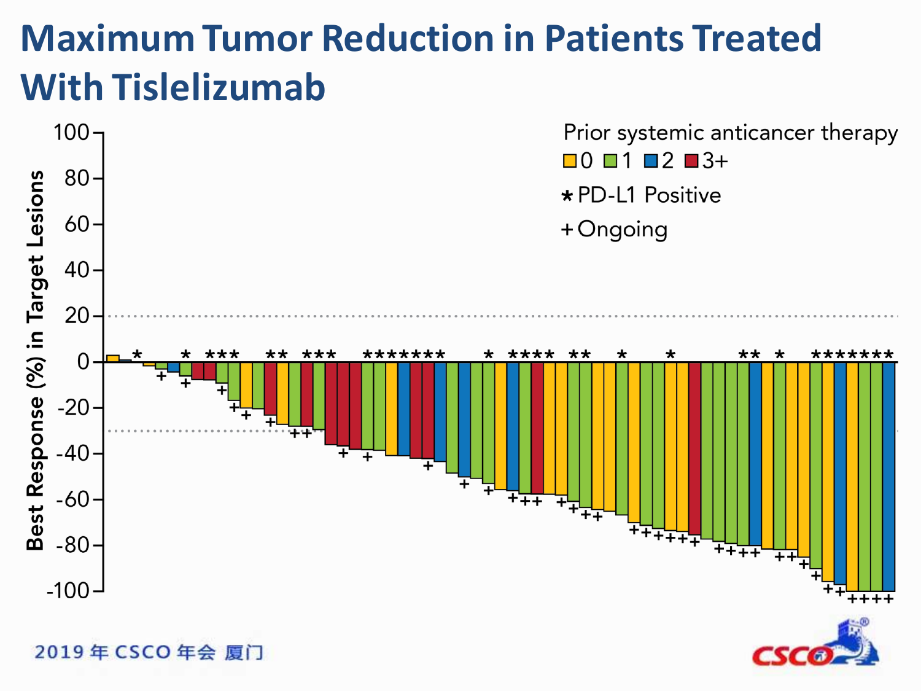# Maximum Tumor Reduction in Patients Treated With Tislelizumab

Best Response (%) in Target Lesions

100, 80, 60, 40, 20, 0, -20, -40, -60, -80, -100

Prior systemic anticancer therapy

0 1 2 3+

* PD-L1 Positive

+ Ongoing

2019 年 CSCO 年会 厦门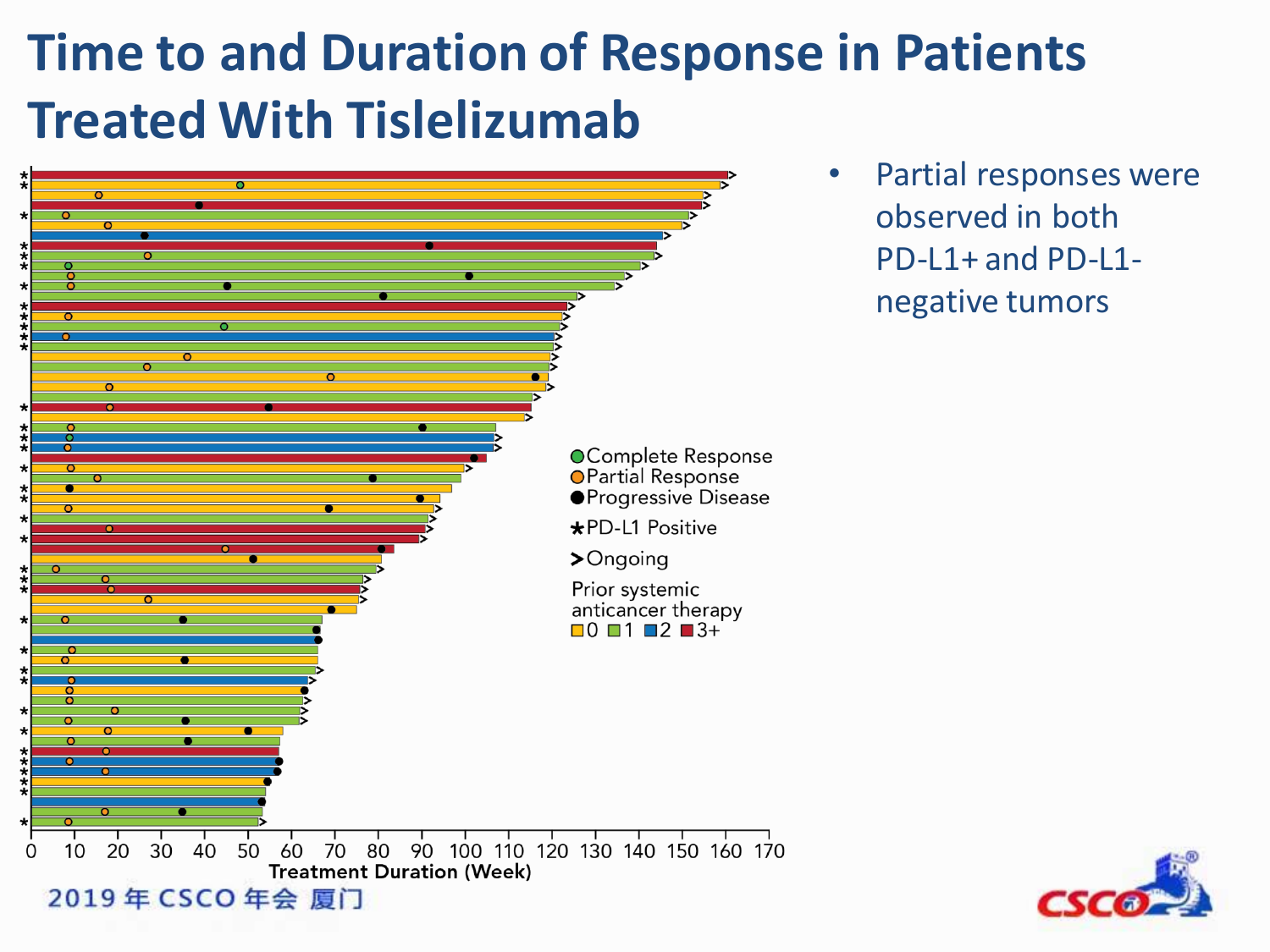# Time to and Duration of Response in Patients Treated With Tislelizumab

- Partial responses were observed in both PD-L1+ and PD-L1-negative tumors

Complete Response
Partial Response
Progressive Disease
* PD-L1 Positive
> Ongoing

Prior systemic anticancer therapy
0 1 2 3+

0 10 20 30 40 50 60 70 80 90 100 110 120 130 140 150 160 170
Treatment Duration (Week)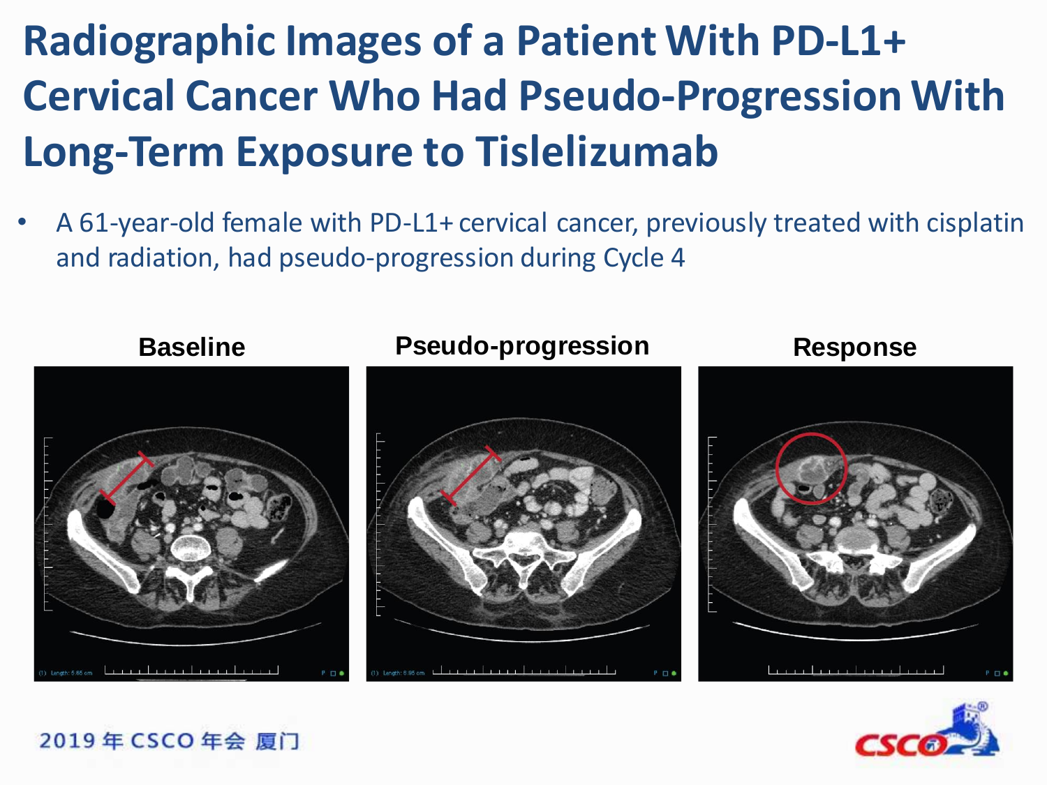# Radiographic Images of a Patient With PD-L1+ Cervical Cancer Who Had Pseudo-Progression With Long-Term Exposure to Tislelizumab

- A 61-year-old female with PD-L1+ cervical cancer, previously treated with cisplatin and radiation, had pseudo-progression during Cycle 4

**Baseline** | **Pseudo-progression** | **Response**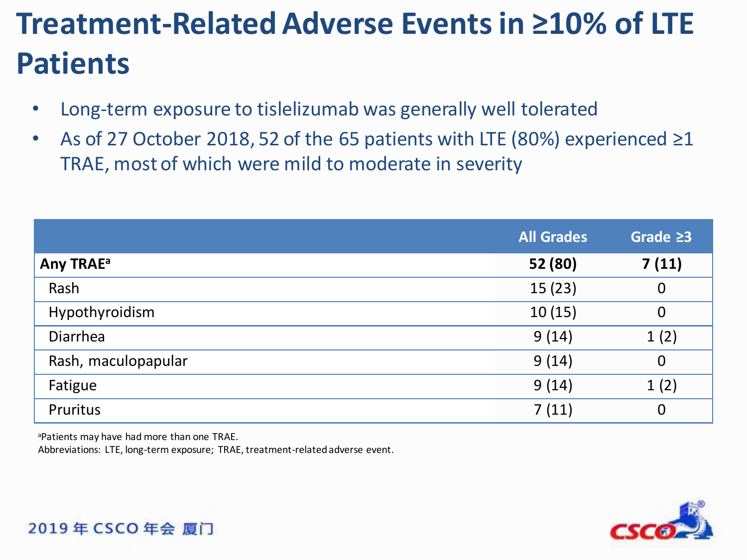# Treatment-Related Adverse Events in ≥10% of LTE Patients

- Long-term exposure to tislelizumab was generally well tolerated
- As of 27 October 2018, 52 of the 65 patients with LTE (80%) experienced ≥1 TRAE, most of which were mild to moderate in severity

| | All Grades | Grade ≥3 |
|---|---|---|
| **Any TRAE[a]** | **52 (80)** | **7 (11)** |
| Rash | 15 (23) | 0 |
| Hypothyroidism | 10 (15) | 0 |
| Diarrhea | 9 (14) | 1 (2) |
| Rash, maculopapular | 9 (14) | 0 |
| Fatigue | 9 (14) | 1 (2) |
| Pruritus | 7 (11) | 0 |

[a]Patients may have had more than one TRAE.
Abbreviations: LTE, long-term exposure; TRAE, treatment-related adverse event.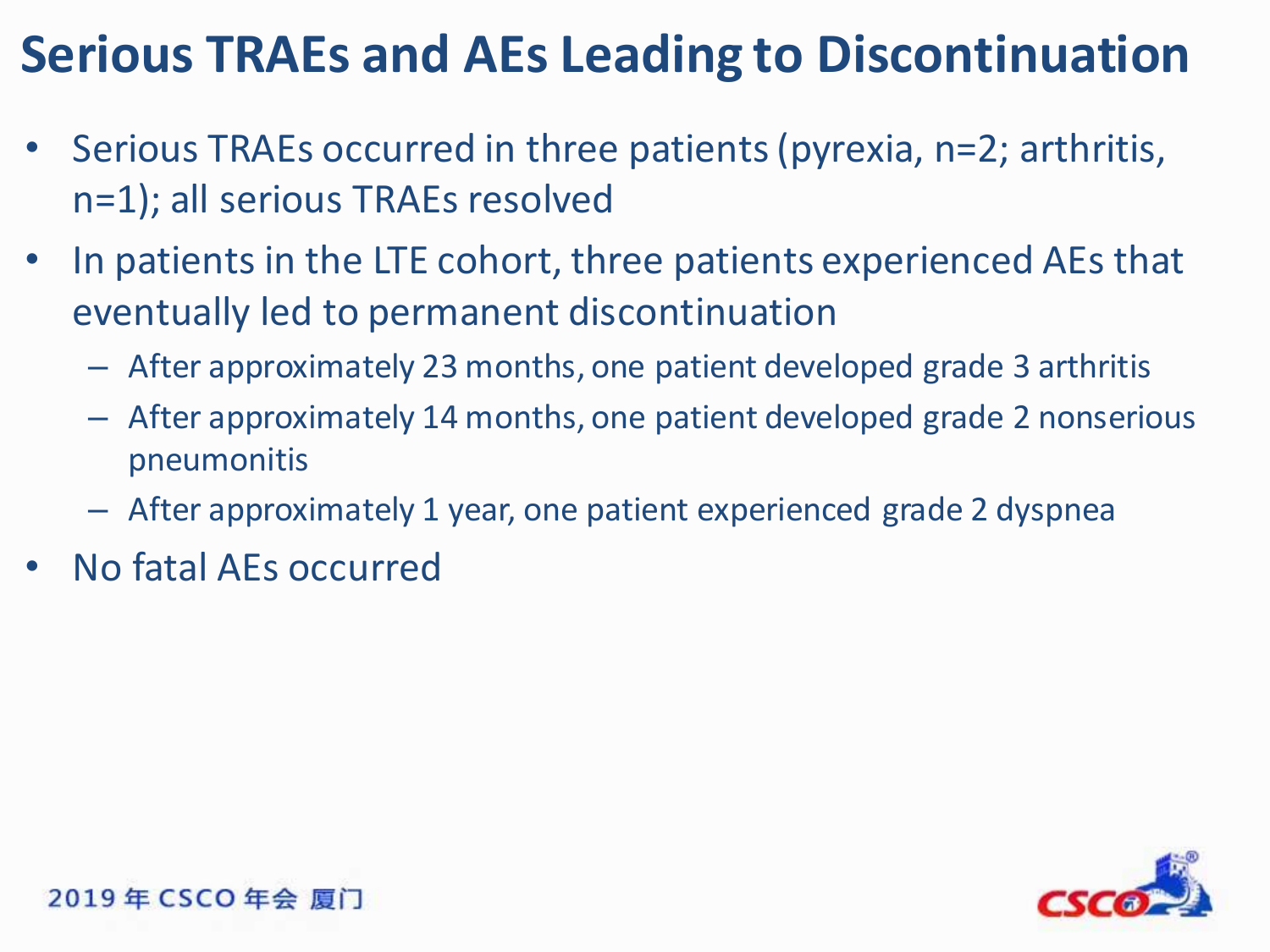# Serious TRAEs and AEs Leading to Discontinuation

- Serious TRAEs occurred in three patients (pyrexia, n=2; arthritis, n=1); all serious TRAEs resolved
- In patients in the LTE cohort, three patients experienced AEs that eventually led to permanent discontinuation
  - After approximately 23 months, one patient developed grade 3 arthritis
  - After approximately 14 months, one patient developed grade 2 nonserious pneumonitis
  - After approximately 1 year, one patient experienced grade 2 dyspnea
- No fatal AEs occurred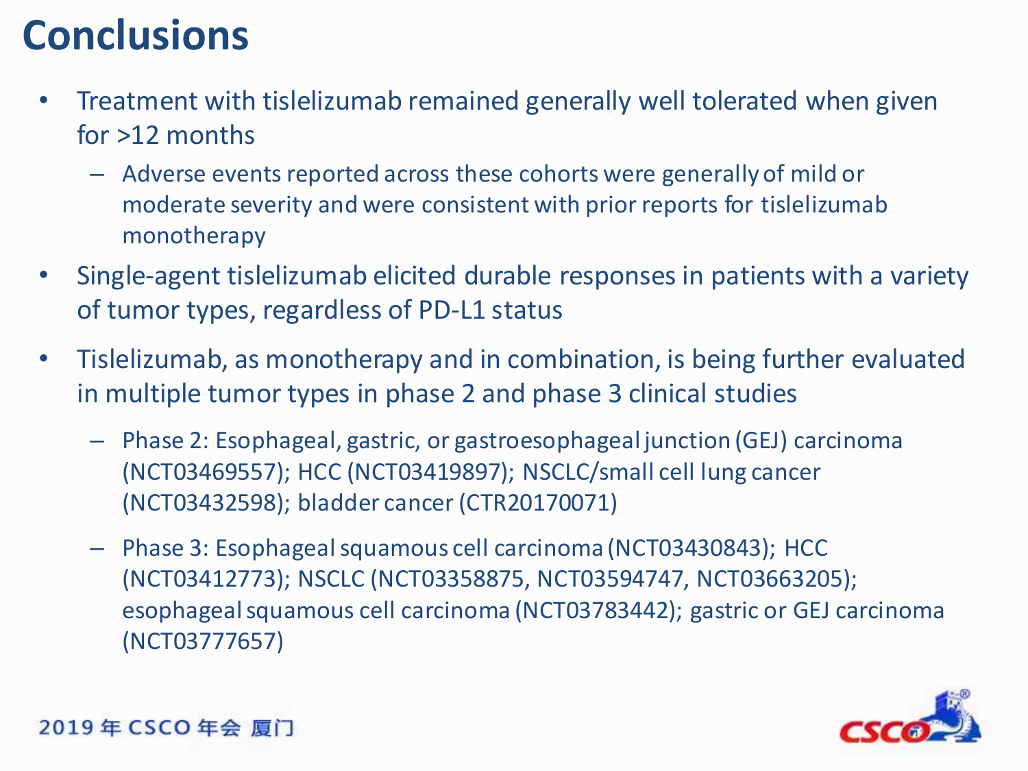# Conclusions

- Treatment with tislelizumab remained generally well tolerated when given for >12 months
  - Adverse events reported across these cohorts were generally of mild or moderate severity and were consistent with prior reports for tislelizumab monotherapy
- Single-agent tislelizumab elicited durable responses in patients with a variety of tumor types, regardless of PD-L1 status
- Tislelizumab, as monotherapy and in combination, is being further evaluated in multiple tumor types in phase 2 and phase 3 clinical studies
  - Phase 2: Esophageal, gastric, or gastroesophageal junction (GEJ) carcinoma (NCT03469557); HCC (NCT03419897); NSCLC/small cell lung cancer (NCT03432598); bladder cancer (CTR20170071)
  - Phase 3: Esophageal squamous cell carcinoma (NCT03430843); HCC (NCT03412773); NSCLC (NCT03358875, NCT03594747, NCT03663205); esophageal squamous cell carcinoma (NCT03783442); gastric or GEJ carcinoma (NCT03777657)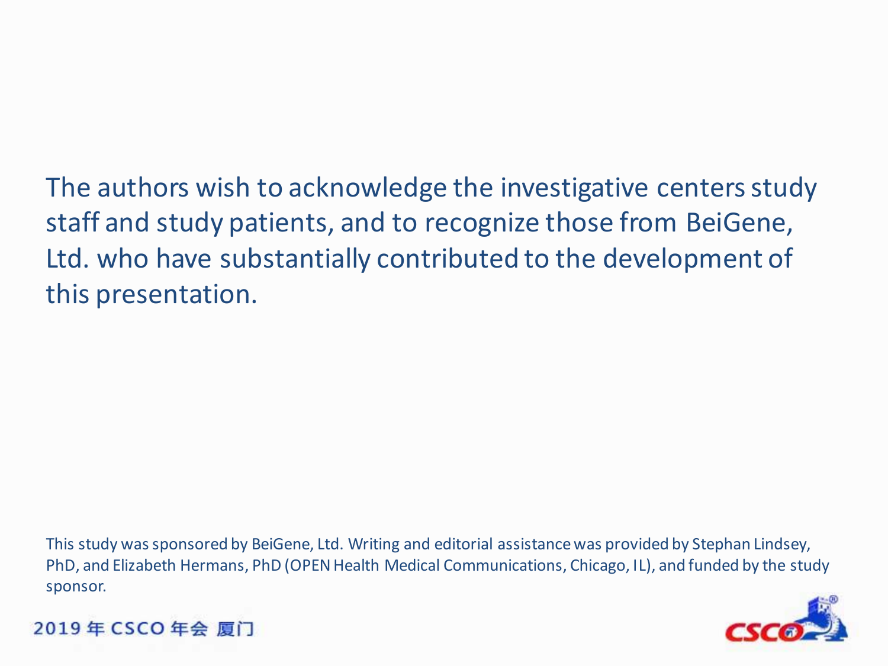The authors wish to acknowledge the investigative centers study staff and study patients, and to recognize those from BeiGene, Ltd. who have substantially contributed to the development of this presentation.

This study was sponsored by BeiGene, Ltd. Writing and editorial assistance was provided by Stephan Lindsey, PhD, and Elizabeth Hermans, PhD (OPEN Health Medical Communications, Chicago, IL), and funded by the study sponsor.